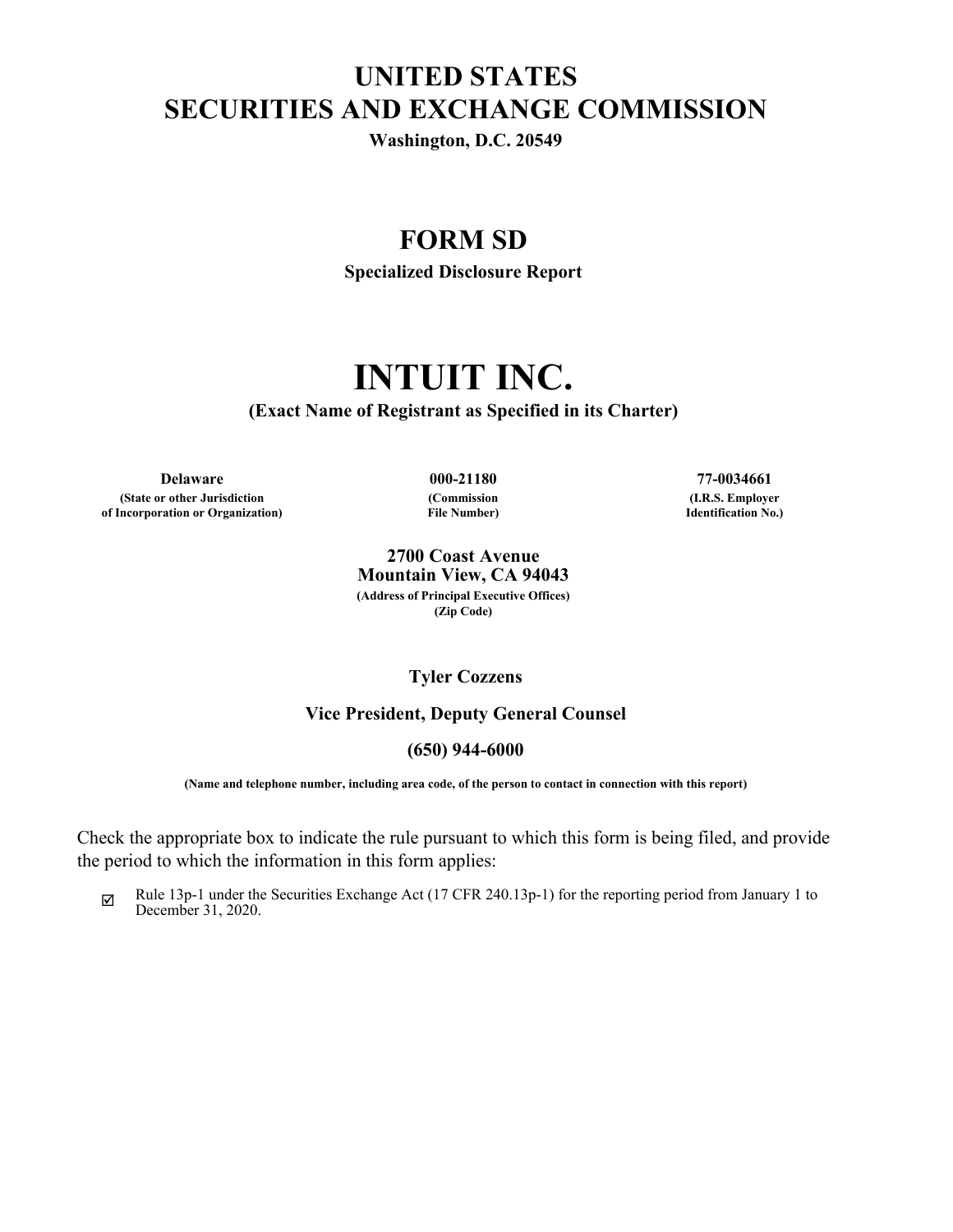# UNITED STATES
# SECURITIES AND EXCHANGE COMMISSION

**Washington, D.C. 20549**

## FORM SD

**Specialized Disclosure Report**

# INTUIT INC.

**(Exact Name of Registrant as Specified in its Charter)**

| **Delaware** | **000-21180** | **77-0034661** |
|---|---|---|
| **(State or other Jurisdiction of Incorporation or Organization)** | **(Commission File Number)** | **(I.R.S. Employer Identification No.)** |

**2700 Coast Avenue**
**Mountain View, CA 94043**
**(Address of Principal Executive Offices)**
**(Zip Code)**

**Tyler Cozzens**

**Vice President, Deputy General Counsel**

**(650) 944-6000**

**(Name and telephone number, including area code, of the person to contact in connection with this report)**

Check the appropriate box to indicate the rule pursuant to which this form is being filed, and provide the period to which the information in this form applies:

☑ Rule 13p-1 under the Securities Exchange Act (17 CFR 240.13p-1) for the reporting period from January 1 to December 31, 2020.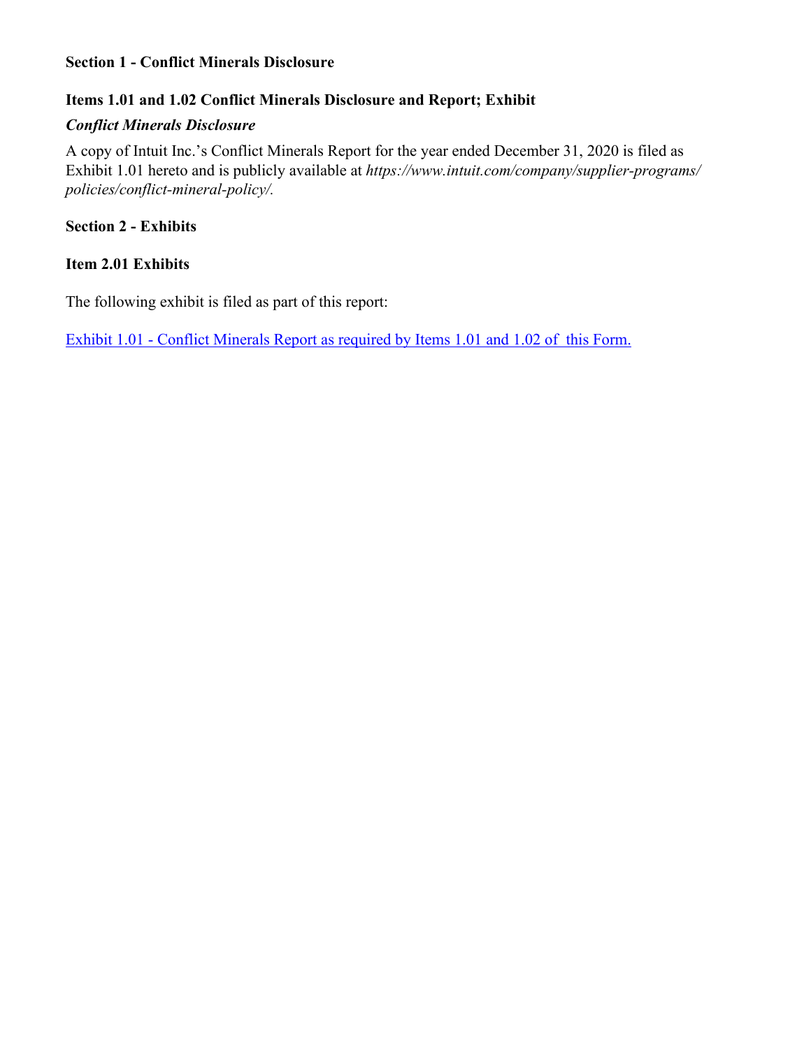**Section 1 - Conflict Minerals Disclosure**

**Items 1.01 and 1.02 Conflict Minerals Disclosure and Report; Exhibit**

***Conflict Minerals Disclosure***

A copy of Intuit Inc.'s Conflict Minerals Report for the year ended December 31, 2020 is filed as Exhibit 1.01 hereto and is publicly available at *https://www.intuit.com/company/supplier-programs/policies/conflict-mineral-policy/.*

**Section 2 - Exhibits**

**Item 2.01 Exhibits**

The following exhibit is filed as part of this report:

Exhibit 1.01 - Conflict Minerals Report as required by Items 1.01 and 1.02 of this Form.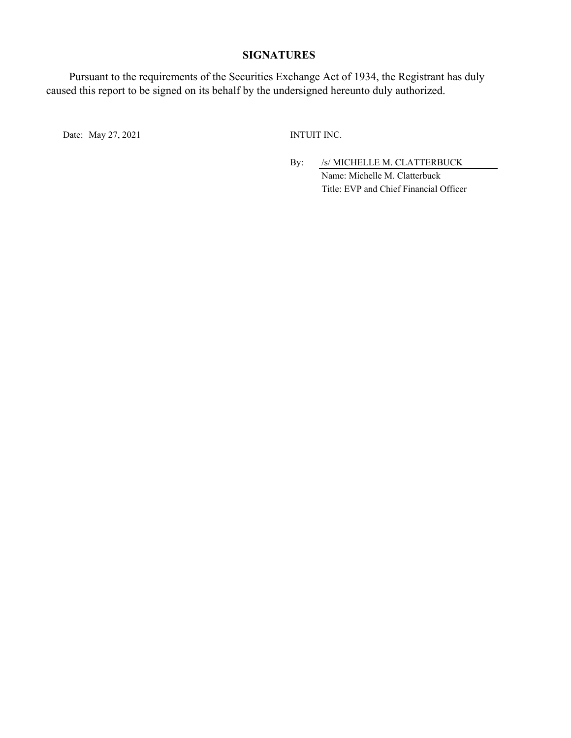## SIGNATURES

Pursuant to the requirements of the Securities Exchange Act of 1934, the Registrant has duly caused this report to be signed on its behalf by the undersigned hereunto duly authorized.

Date: May 27, 2021

INTUIT INC.

By: /s/ MICHELLE M. CLATTERBUCK

Name: Michelle M. Clatterbuck

Title: EVP and Chief Financial Officer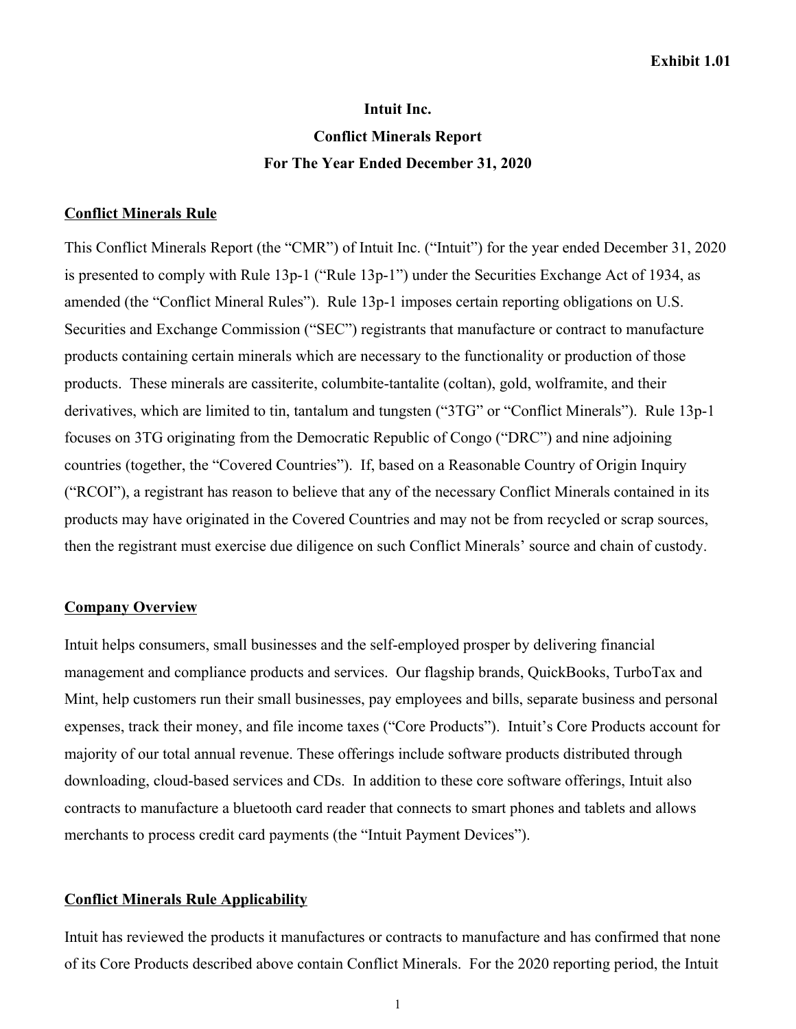**Exhibit 1.01**

# Intuit Inc.
# Conflict Minerals Report
# For The Year Ended December 31, 2020

## Conflict Minerals Rule

This Conflict Minerals Report (the "CMR") of Intuit Inc. ("Intuit") for the year ended December 31, 2020 is presented to comply with Rule 13p-1 ("Rule 13p-1") under the Securities Exchange Act of 1934, as amended (the "Conflict Mineral Rules"). Rule 13p-1 imposes certain reporting obligations on U.S. Securities and Exchange Commission ("SEC") registrants that manufacture or contract to manufacture products containing certain minerals which are necessary to the functionality or production of those products. These minerals are cassiterite, columbite-tantalite (coltan), gold, wolframite, and their derivatives, which are limited to tin, tantalum and tungsten ("3TG" or "Conflict Minerals"). Rule 13p-1 focuses on 3TG originating from the Democratic Republic of Congo ("DRC") and nine adjoining countries (together, the "Covered Countries"). If, based on a Reasonable Country of Origin Inquiry ("RCOI"), a registrant has reason to believe that any of the necessary Conflict Minerals contained in its products may have originated in the Covered Countries and may not be from recycled or scrap sources, then the registrant must exercise due diligence on such Conflict Minerals' source and chain of custody.

## Company Overview

Intuit helps consumers, small businesses and the self-employed prosper by delivering financial management and compliance products and services. Our flagship brands, QuickBooks, TurboTax and Mint, help customers run their small businesses, pay employees and bills, separate business and personal expenses, track their money, and file income taxes ("Core Products"). Intuit's Core Products account for majority of our total annual revenue. These offerings include software products distributed through downloading, cloud-based services and CDs. In addition to these core software offerings, Intuit also contracts to manufacture a bluetooth card reader that connects to smart phones and tablets and allows merchants to process credit card payments (the "Intuit Payment Devices").

## Conflict Minerals Rule Applicability

Intuit has reviewed the products it manufactures or contracts to manufacture and has confirmed that none of its Core Products described above contain Conflict Minerals. For the 2020 reporting period, the Intuit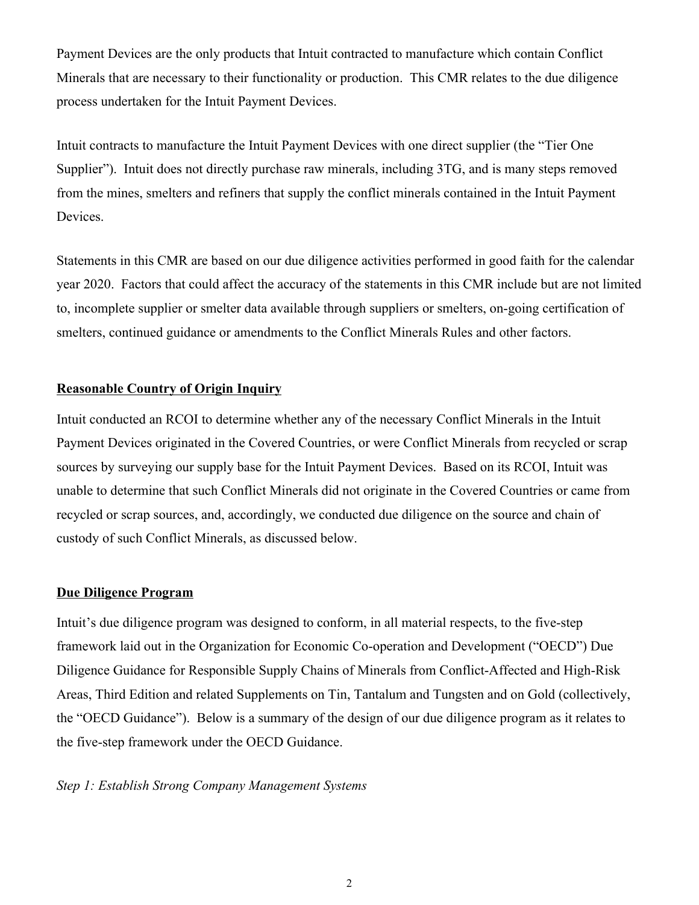Payment Devices are the only products that Intuit contracted to manufacture which contain Conflict Minerals that are necessary to their functionality or production. This CMR relates to the due diligence process undertaken for the Intuit Payment Devices.

Intuit contracts to manufacture the Intuit Payment Devices with one direct supplier (the "Tier One Supplier"). Intuit does not directly purchase raw minerals, including 3TG, and is many steps removed from the mines, smelters and refiners that supply the conflict minerals contained in the Intuit Payment Devices.

Statements in this CMR are based on our due diligence activities performed in good faith for the calendar year 2020. Factors that could affect the accuracy of the statements in this CMR include but are not limited to, incomplete supplier or smelter data available through suppliers or smelters, on-going certification of smelters, continued guidance or amendments to the Conflict Minerals Rules and other factors.

**Reasonable Country of Origin Inquiry**

Intuit conducted an RCOI to determine whether any of the necessary Conflict Minerals in the Intuit Payment Devices originated in the Covered Countries, or were Conflict Minerals from recycled or scrap sources by surveying our supply base for the Intuit Payment Devices. Based on its RCOI, Intuit was unable to determine that such Conflict Minerals did not originate in the Covered Countries or came from recycled or scrap sources, and, accordingly, we conducted due diligence on the source and chain of custody of such Conflict Minerals, as discussed below.

**Due Diligence Program**

Intuit's due diligence program was designed to conform, in all material respects, to the five-step framework laid out in the Organization for Economic Co-operation and Development ("OECD") Due Diligence Guidance for Responsible Supply Chains of Minerals from Conflict-Affected and High-Risk Areas, Third Edition and related Supplements on Tin, Tantalum and Tungsten and on Gold (collectively, the "OECD Guidance"). Below is a summary of the design of our due diligence program as it relates to the five-step framework under the OECD Guidance.

*Step 1: Establish Strong Company Management Systems*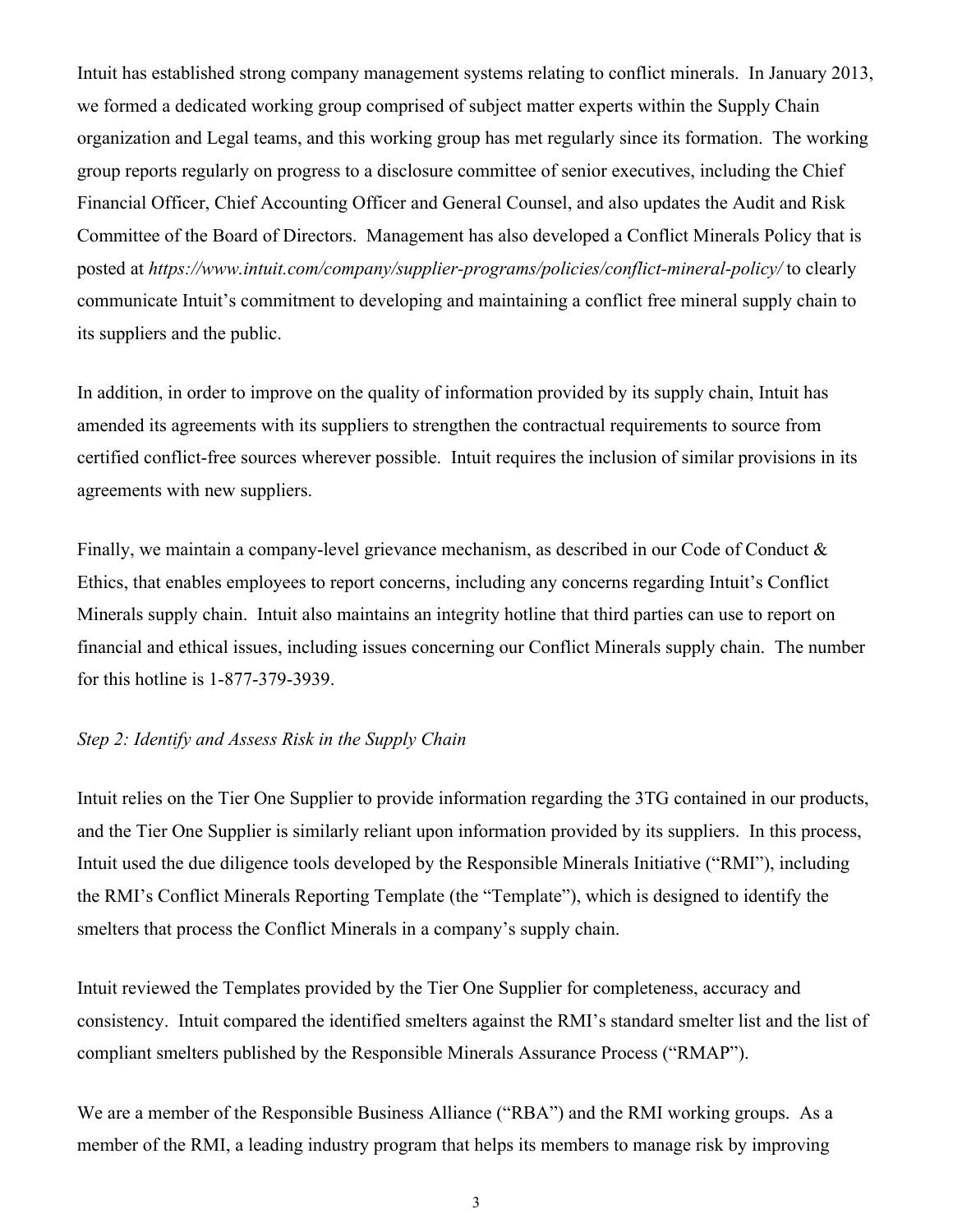Intuit has established strong company management systems relating to conflict minerals. In January 2013, we formed a dedicated working group comprised of subject matter experts within the Supply Chain organization and Legal teams, and this working group has met regularly since its formation. The working group reports regularly on progress to a disclosure committee of senior executives, including the Chief Financial Officer, Chief Accounting Officer and General Counsel, and also updates the Audit and Risk Committee of the Board of Directors. Management has also developed a Conflict Minerals Policy that is posted at *https://www.intuit.com/company/supplier-programs/policies/conflict-mineral-policy/* to clearly communicate Intuit's commitment to developing and maintaining a conflict free mineral supply chain to its suppliers and the public.

In addition, in order to improve on the quality of information provided by its supply chain, Intuit has amended its agreements with its suppliers to strengthen the contractual requirements to source from certified conflict-free sources wherever possible. Intuit requires the inclusion of similar provisions in its agreements with new suppliers.

Finally, we maintain a company-level grievance mechanism, as described in our Code of Conduct & Ethics, that enables employees to report concerns, including any concerns regarding Intuit's Conflict Minerals supply chain. Intuit also maintains an integrity hotline that third parties can use to report on financial and ethical issues, including issues concerning our Conflict Minerals supply chain. The number for this hotline is 1-877-379-3939.

*Step 2: Identify and Assess Risk in the Supply Chain*

Intuit relies on the Tier One Supplier to provide information regarding the 3TG contained in our products, and the Tier One Supplier is similarly reliant upon information provided by its suppliers. In this process, Intuit used the due diligence tools developed by the Responsible Minerals Initiative ("RMI"), including the RMI's Conflict Minerals Reporting Template (the "Template"), which is designed to identify the smelters that process the Conflict Minerals in a company's supply chain.

Intuit reviewed the Templates provided by the Tier One Supplier for completeness, accuracy and consistency. Intuit compared the identified smelters against the RMI's standard smelter list and the list of compliant smelters published by the Responsible Minerals Assurance Process ("RMAP").

We are a member of the Responsible Business Alliance ("RBA") and the RMI working groups. As a member of the RMI, a leading industry program that helps its members to manage risk by improving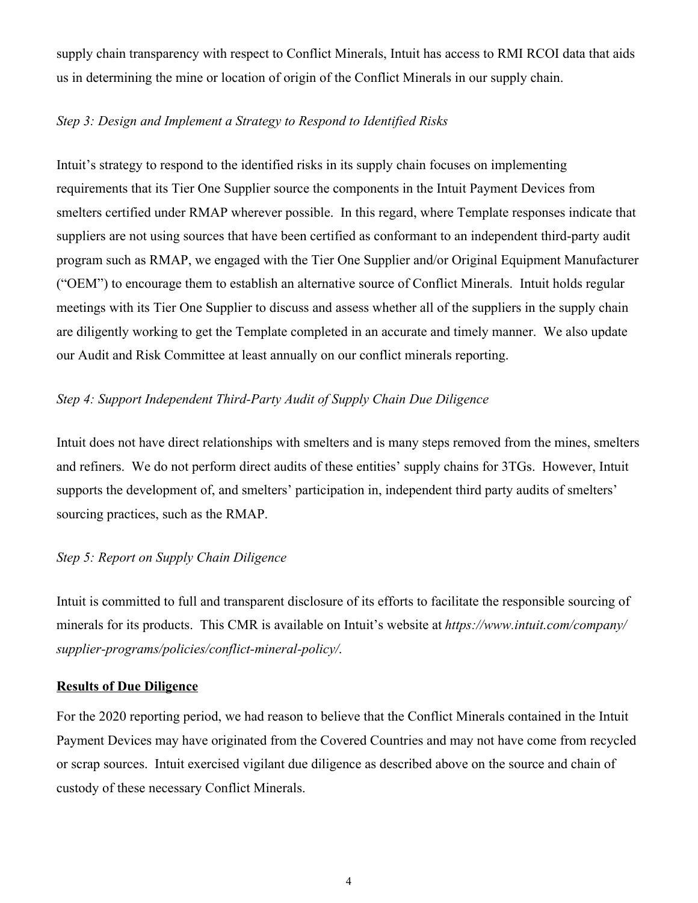supply chain transparency with respect to Conflict Minerals, Intuit has access to RMI RCOI data that aids us in determining the mine or location of origin of the Conflict Minerals in our supply chain.

*Step 3: Design and Implement a Strategy to Respond to Identified Risks*

Intuit's strategy to respond to the identified risks in its supply chain focuses on implementing requirements that its Tier One Supplier source the components in the Intuit Payment Devices from smelters certified under RMAP wherever possible. In this regard, where Template responses indicate that suppliers are not using sources that have been certified as conformant to an independent third-party audit program such as RMAP, we engaged with the Tier One Supplier and/or Original Equipment Manufacturer ("OEM") to encourage them to establish an alternative source of Conflict Minerals. Intuit holds regular meetings with its Tier One Supplier to discuss and assess whether all of the suppliers in the supply chain are diligently working to get the Template completed in an accurate and timely manner. We also update our Audit and Risk Committee at least annually on our conflict minerals reporting.

*Step 4: Support Independent Third-Party Audit of Supply Chain Due Diligence*

Intuit does not have direct relationships with smelters and is many steps removed from the mines, smelters and refiners. We do not perform direct audits of these entities' supply chains for 3TGs. However, Intuit supports the development of, and smelters' participation in, independent third party audits of smelters' sourcing practices, such as the RMAP.

*Step 5: Report on Supply Chain Diligence*

Intuit is committed to full and transparent disclosure of its efforts to facilitate the responsible sourcing of minerals for its products. This CMR is available on Intuit's website at *https://www.intuit.com/company/supplier-programs/policies/conflict-mineral-policy/*.

**Results of Due Diligence**

For the 2020 reporting period, we had reason to believe that the Conflict Minerals contained in the Intuit Payment Devices may have originated from the Covered Countries and may not have come from recycled or scrap sources. Intuit exercised vigilant due diligence as described above on the source and chain of custody of these necessary Conflict Minerals.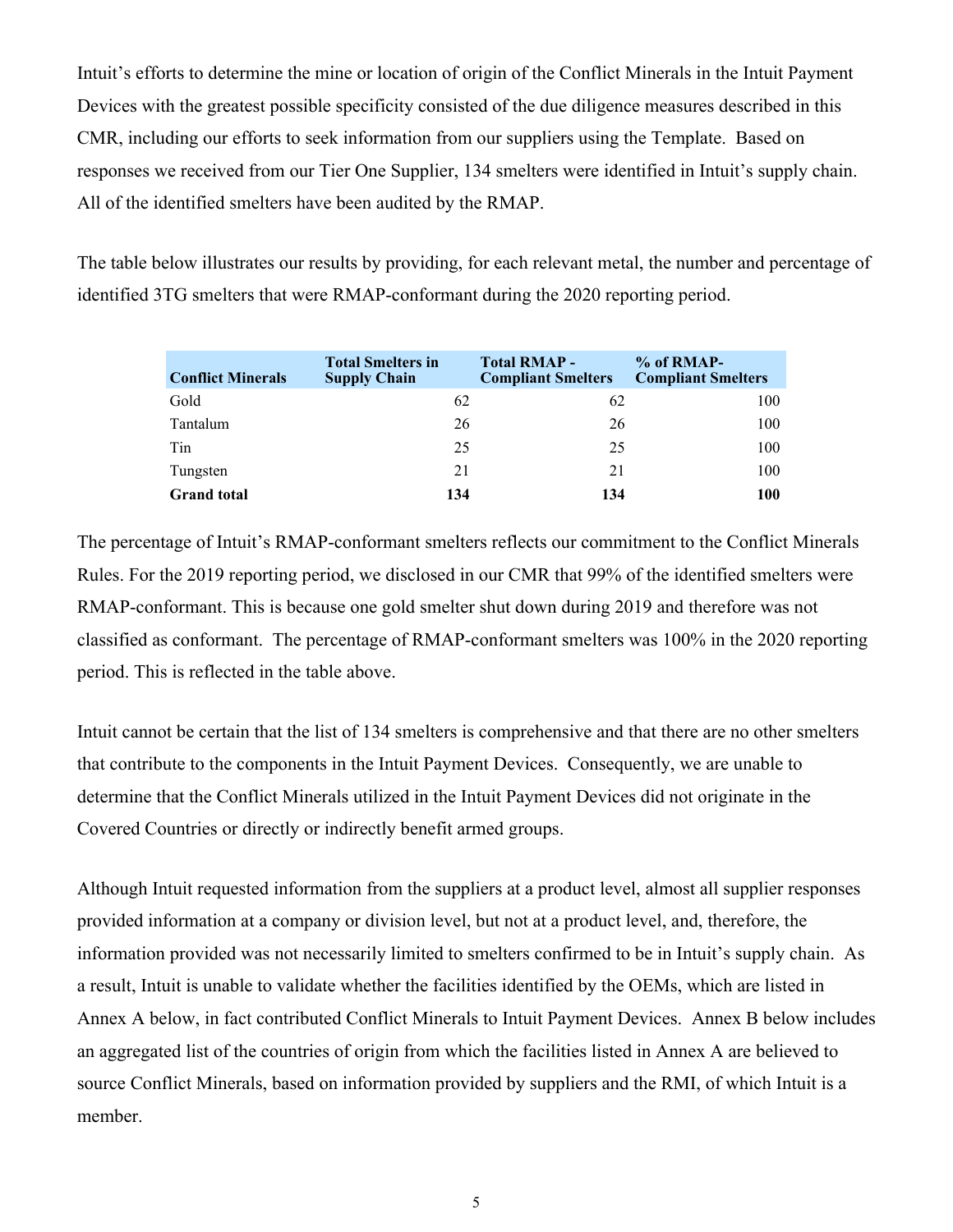Intuit's efforts to determine the mine or location of origin of the Conflict Minerals in the Intuit Payment Devices with the greatest possible specificity consisted of the due diligence measures described in this CMR, including our efforts to seek information from our suppliers using the Template. Based on responses we received from our Tier One Supplier, 134 smelters were identified in Intuit's supply chain. All of the identified smelters have been audited by the RMAP.

The table below illustrates our results by providing, for each relevant metal, the number and percentage of identified 3TG smelters that were RMAP-conformant during the 2020 reporting period.

| Conflict Minerals | Total Smelters in Supply Chain | Total RMAP - Compliant Smelters | % of RMAP-Compliant Smelters |
|---|---|---|---|
| Gold | 62 | 62 | 100 |
| Tantalum | 26 | 26 | 100 |
| Tin | 25 | 25 | 100 |
| Tungsten | 21 | 21 | 100 |
| **Grand total** | **134** | **134** | **100** |

The percentage of Intuit's RMAP-conformant smelters reflects our commitment to the Conflict Minerals Rules. For the 2019 reporting period, we disclosed in our CMR that 99% of the identified smelters were RMAP-conformant. This is because one gold smelter shut down during 2019 and therefore was not classified as conformant. The percentage of RMAP-conformant smelters was 100% in the 2020 reporting period. This is reflected in the table above.

Intuit cannot be certain that the list of 134 smelters is comprehensive and that there are no other smelters that contribute to the components in the Intuit Payment Devices. Consequently, we are unable to determine that the Conflict Minerals utilized in the Intuit Payment Devices did not originate in the Covered Countries or directly or indirectly benefit armed groups.

Although Intuit requested information from the suppliers at a product level, almost all supplier responses provided information at a company or division level, but not at a product level, and, therefore, the information provided was not necessarily limited to smelters confirmed to be in Intuit's supply chain. As a result, Intuit is unable to validate whether the facilities identified by the OEMs, which are listed in Annex A below, in fact contributed Conflict Minerals to Intuit Payment Devices. Annex B below includes an aggregated list of the countries of origin from which the facilities listed in Annex A are believed to source Conflict Minerals, based on information provided by suppliers and the RMI, of which Intuit is a member.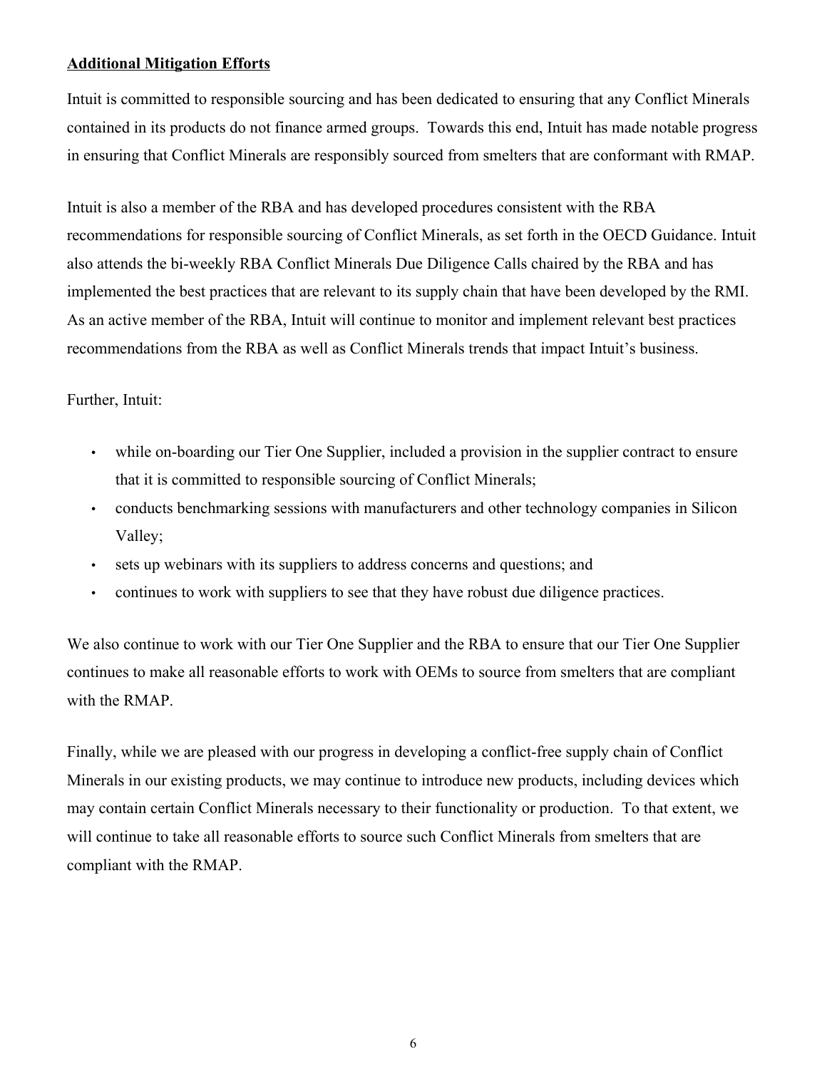**Additional Mitigation Efforts**

Intuit is committed to responsible sourcing and has been dedicated to ensuring that any Conflict Minerals contained in its products do not finance armed groups. Towards this end, Intuit has made notable progress in ensuring that Conflict Minerals are responsibly sourced from smelters that are conformant with RMAP.

Intuit is also a member of the RBA and has developed procedures consistent with the RBA recommendations for responsible sourcing of Conflict Minerals, as set forth in the OECD Guidance. Intuit also attends the bi-weekly RBA Conflict Minerals Due Diligence Calls chaired by the RBA and has implemented the best practices that are relevant to its supply chain that have been developed by the RMI. As an active member of the RBA, Intuit will continue to monitor and implement relevant best practices recommendations from the RBA as well as Conflict Minerals trends that impact Intuit's business.

Further, Intuit:

- while on-boarding our Tier One Supplier, included a provision in the supplier contract to ensure that it is committed to responsible sourcing of Conflict Minerals;
- conducts benchmarking sessions with manufacturers and other technology companies in Silicon Valley;
- sets up webinars with its suppliers to address concerns and questions; and
- continues to work with suppliers to see that they have robust due diligence practices.

We also continue to work with our Tier One Supplier and the RBA to ensure that our Tier One Supplier continues to make all reasonable efforts to work with OEMs to source from smelters that are compliant with the RMAP.

Finally, while we are pleased with our progress in developing a conflict-free supply chain of Conflict Minerals in our existing products, we may continue to introduce new products, including devices which may contain certain Conflict Minerals necessary to their functionality or production. To that extent, we will continue to take all reasonable efforts to source such Conflict Minerals from smelters that are compliant with the RMAP.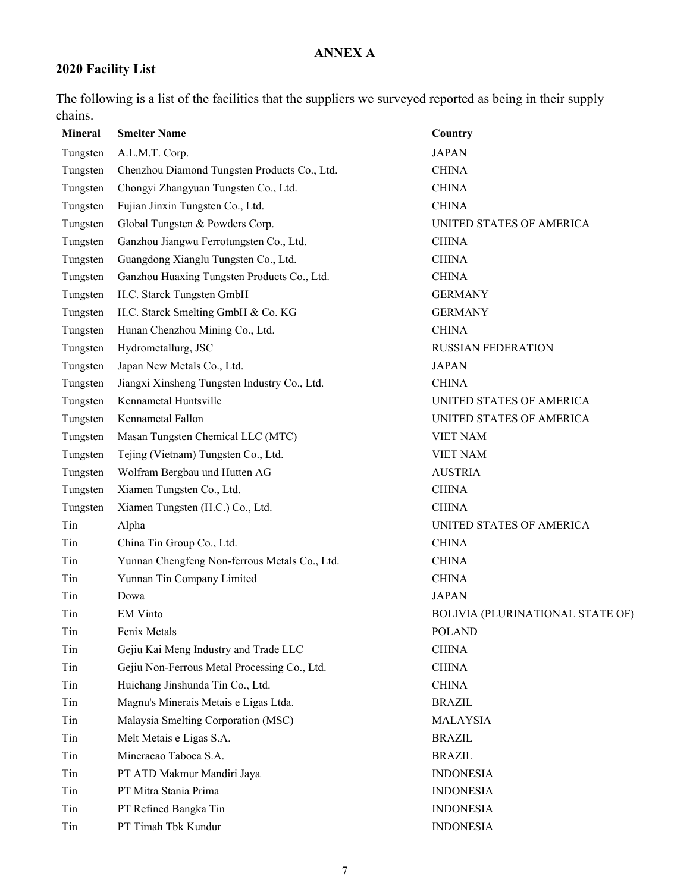# ANNEX A

## 2020 Facility List

The following is a list of the facilities that the suppliers we surveyed reported as being in their supply chains.

| Mineral | Smelter Name | Country |
|---|---|---|
| Tungsten | A.L.M.T. Corp. | JAPAN |
| Tungsten | Chenzhou Diamond Tungsten Products Co., Ltd. | CHINA |
| Tungsten | Chongyi Zhangyuan Tungsten Co., Ltd. | CHINA |
| Tungsten | Fujian Jinxin Tungsten Co., Ltd. | CHINA |
| Tungsten | Global Tungsten & Powders Corp. | UNITED STATES OF AMERICA |
| Tungsten | Ganzhou Jiangwu Ferrotungsten Co., Ltd. | CHINA |
| Tungsten | Guangdong Xianglu Tungsten Co., Ltd. | CHINA |
| Tungsten | Ganzhou Huaxing Tungsten Products Co., Ltd. | CHINA |
| Tungsten | H.C. Starck Tungsten GmbH | GERMANY |
| Tungsten | H.C. Starck Smelting GmbH & Co. KG | GERMANY |
| Tungsten | Hunan Chenzhou Mining Co., Ltd. | CHINA |
| Tungsten | Hydrometallurg, JSC | RUSSIAN FEDERATION |
| Tungsten | Japan New Metals Co., Ltd. | JAPAN |
| Tungsten | Jiangxi Xinsheng Tungsten Industry Co., Ltd. | CHINA |
| Tungsten | Kennametal Huntsville | UNITED STATES OF AMERICA |
| Tungsten | Kennametal Fallon | UNITED STATES OF AMERICA |
| Tungsten | Masan Tungsten Chemical LLC (MTC) | VIET NAM |
| Tungsten | Tejing (Vietnam) Tungsten Co., Ltd. | VIET NAM |
| Tungsten | Wolfram Bergbau und Hutten AG | AUSTRIA |
| Tungsten | Xiamen Tungsten Co., Ltd. | CHINA |
| Tungsten | Xiamen Tungsten (H.C.) Co., Ltd. | CHINA |
| Tin | Alpha | UNITED STATES OF AMERICA |
| Tin | China Tin Group Co., Ltd. | CHINA |
| Tin | Yunnan Chengfeng Non-ferrous Metals Co., Ltd. | CHINA |
| Tin | Yunnan Tin Company Limited | CHINA |
| Tin | Dowa | JAPAN |
| Tin | EM Vinto | BOLIVIA (PLURINATIONAL STATE OF) |
| Tin | Fenix Metals | POLAND |
| Tin | Gejiu Kai Meng Industry and Trade LLC | CHINA |
| Tin | Gejiu Non-Ferrous Metal Processing Co., Ltd. | CHINA |
| Tin | Huichang Jinshunda Tin Co., Ltd. | CHINA |
| Tin | Magnu's Minerais Metais e Ligas Ltda. | BRAZIL |
| Tin | Malaysia Smelting Corporation (MSC) | MALAYSIA |
| Tin | Melt Metais e Ligas S.A. | BRAZIL |
| Tin | Mineracao Taboca S.A. | BRAZIL |
| Tin | PT ATD Makmur Mandiri Jaya | INDONESIA |
| Tin | PT Mitra Stania Prima | INDONESIA |
| Tin | PT Refined Bangka Tin | INDONESIA |
| Tin | PT Timah Tbk Kundur | INDONESIA |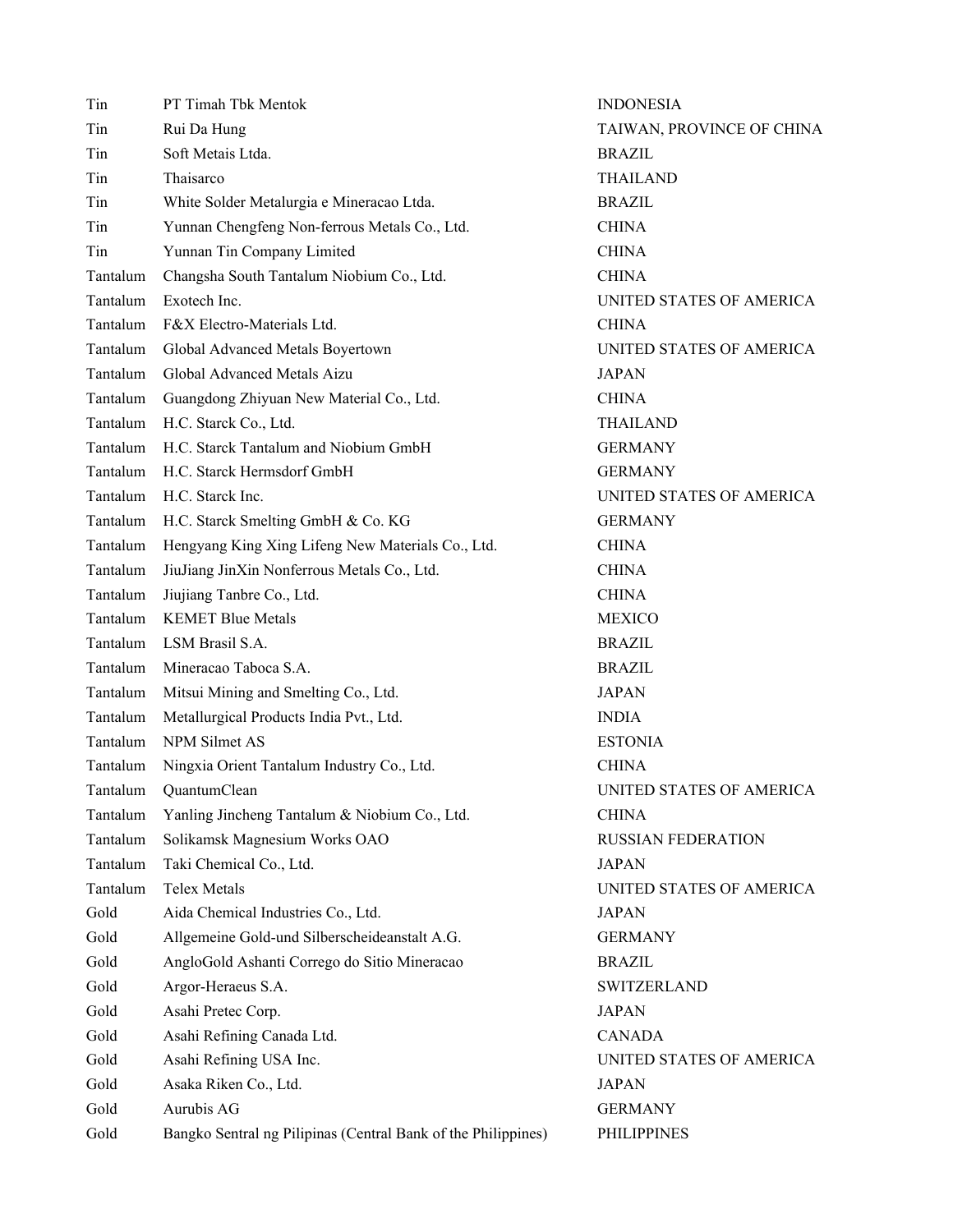| | | |
|---|---|---|
| Tin | PT Timah Tbk Mentok | INDONESIA |
| Tin | Rui Da Hung | TAIWAN, PROVINCE OF CHINA |
| Tin | Soft Metais Ltda. | BRAZIL |
| Tin | Thaisarco | THAILAND |
| Tin | White Solder Metalurgia e Mineracao Ltda. | BRAZIL |
| Tin | Yunnan Chengfeng Non-ferrous Metals Co., Ltd. | CHINA |
| Tin | Yunnan Tin Company Limited | CHINA |
| Tantalum | Changsha South Tantalum Niobium Co., Ltd. | CHINA |
| Tantalum | Exotech Inc. | UNITED STATES OF AMERICA |
| Tantalum | F&X Electro-Materials Ltd. | CHINA |
| Tantalum | Global Advanced Metals Boyertown | UNITED STATES OF AMERICA |
| Tantalum | Global Advanced Metals Aizu | JAPAN |
| Tantalum | Guangdong Zhiyuan New Material Co., Ltd. | CHINA |
| Tantalum | H.C. Starck Co., Ltd. | THAILAND |
| Tantalum | H.C. Starck Tantalum and Niobium GmbH | GERMANY |
| Tantalum | H.C. Starck Hermsdorf GmbH | GERMANY |
| Tantalum | H.C. Starck Inc. | UNITED STATES OF AMERICA |
| Tantalum | H.C. Starck Smelting GmbH & Co. KG | GERMANY |
| Tantalum | Hengyang King Xing Lifeng New Materials Co., Ltd. | CHINA |
| Tantalum | JiuJiang JinXin Nonferrous Metals Co., Ltd. | CHINA |
| Tantalum | Jiujiang Tanbre Co., Ltd. | CHINA |
| Tantalum | KEMET Blue Metals | MEXICO |
| Tantalum | LSM Brasil S.A. | BRAZIL |
| Tantalum | Mineracao Taboca S.A. | BRAZIL |
| Tantalum | Mitsui Mining and Smelting Co., Ltd. | JAPAN |
| Tantalum | Metallurgical Products India Pvt., Ltd. | INDIA |
| Tantalum | NPM Silmet AS | ESTONIA |
| Tantalum | Ningxia Orient Tantalum Industry Co., Ltd. | CHINA |
| Tantalum | QuantumClean | UNITED STATES OF AMERICA |
| Tantalum | Yanling Jincheng Tantalum & Niobium Co., Ltd. | CHINA |
| Tantalum | Solikamsk Magnesium Works OAO | RUSSIAN FEDERATION |
| Tantalum | Taki Chemical Co., Ltd. | JAPAN |
| Tantalum | Telex Metals | UNITED STATES OF AMERICA |
| Gold | Aida Chemical Industries Co., Ltd. | JAPAN |
| Gold | Allgemeine Gold-und Silberscheideanstalt A.G. | GERMANY |
| Gold | AngloGold Ashanti Corrego do Sitio Mineracao | BRAZIL |
| Gold | Argor-Heraeus S.A. | SWITZERLAND |
| Gold | Asahi Pretec Corp. | JAPAN |
| Gold | Asahi Refining Canada Ltd. | CANADA |
| Gold | Asahi Refining USA Inc. | UNITED STATES OF AMERICA |
| Gold | Asaka Riken Co., Ltd. | JAPAN |
| Gold | Aurubis AG | GERMANY |
| Gold | Bangko Sentral ng Pilipinas (Central Bank of the Philippines) | PHILIPPINES |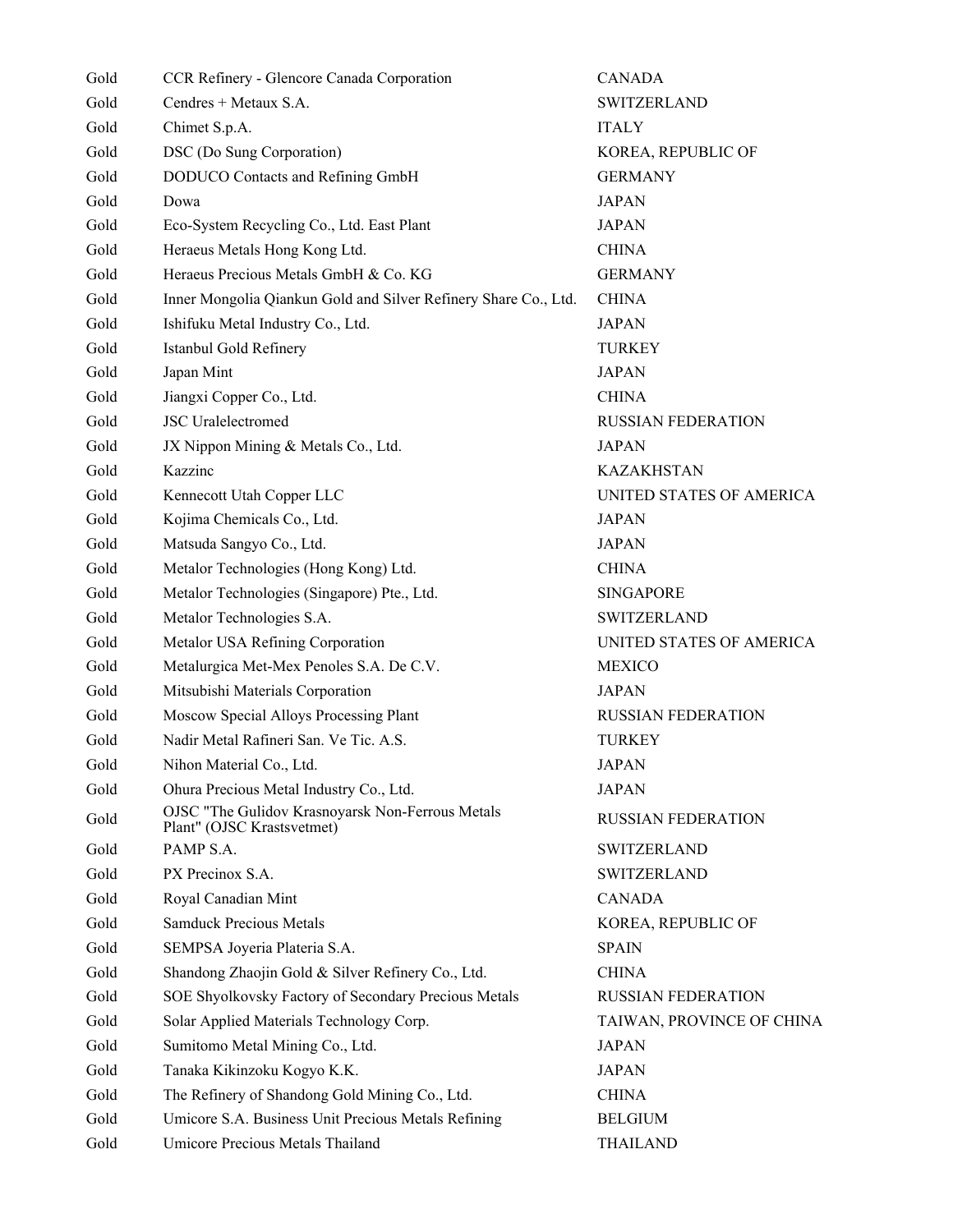| | | |
|---|---|---|
| Gold | CCR Refinery - Glencore Canada Corporation | CANADA |
| Gold | Cendres + Metaux S.A. | SWITZERLAND |
| Gold | Chimet S.p.A. | ITALY |
| Gold | DSC (Do Sung Corporation) | KOREA, REPUBLIC OF |
| Gold | DODUCO Contacts and Refining GmbH | GERMANY |
| Gold | Dowa | JAPAN |
| Gold | Eco-System Recycling Co., Ltd. East Plant | JAPAN |
| Gold | Heraeus Metals Hong Kong Ltd. | CHINA |
| Gold | Heraeus Precious Metals GmbH & Co. KG | GERMANY |
| Gold | Inner Mongolia Qiankun Gold and Silver Refinery Share Co., Ltd. | CHINA |
| Gold | Ishifuku Metal Industry Co., Ltd. | JAPAN |
| Gold | Istanbul Gold Refinery | TURKEY |
| Gold | Japan Mint | JAPAN |
| Gold | Jiangxi Copper Co., Ltd. | CHINA |
| Gold | JSC Uralelectromed | RUSSIAN FEDERATION |
| Gold | JX Nippon Mining & Metals Co., Ltd. | JAPAN |
| Gold | Kazzinc | KAZAKHSTAN |
| Gold | Kennecott Utah Copper LLC | UNITED STATES OF AMERICA |
| Gold | Kojima Chemicals Co., Ltd. | JAPAN |
| Gold | Matsuda Sangyo Co., Ltd. | JAPAN |
| Gold | Metalor Technologies (Hong Kong) Ltd. | CHINA |
| Gold | Metalor Technologies (Singapore) Pte., Ltd. | SINGAPORE |
| Gold | Metalor Technologies S.A. | SWITZERLAND |
| Gold | Metalor USA Refining Corporation | UNITED STATES OF AMERICA |
| Gold | Metalurgica Met-Mex Penoles S.A. De C.V. | MEXICO |
| Gold | Mitsubishi Materials Corporation | JAPAN |
| Gold | Moscow Special Alloys Processing Plant | RUSSIAN FEDERATION |
| Gold | Nadir Metal Rafineri San. Ve Tic. A.S. | TURKEY |
| Gold | Nihon Material Co., Ltd. | JAPAN |
| Gold | Ohura Precious Metal Industry Co., Ltd. | JAPAN |
| Gold | OJSC "The Gulidov Krasnoyarsk Non-Ferrous Metals Plant" (OJSC Krastsvetmet) | RUSSIAN FEDERATION |
| Gold | PAMP S.A. | SWITZERLAND |
| Gold | PX Precinox S.A. | SWITZERLAND |
| Gold | Royal Canadian Mint | CANADA |
| Gold | Samduck Precious Metals | KOREA, REPUBLIC OF |
| Gold | SEMPSA Joyeria Plateria S.A. | SPAIN |
| Gold | Shandong Zhaojin Gold & Silver Refinery Co., Ltd. | CHINA |
| Gold | SOE Shyolkovsky Factory of Secondary Precious Metals | RUSSIAN FEDERATION |
| Gold | Solar Applied Materials Technology Corp. | TAIWAN, PROVINCE OF CHINA |
| Gold | Sumitomo Metal Mining Co., Ltd. | JAPAN |
| Gold | Tanaka Kikinzoku Kogyo K.K. | JAPAN |
| Gold | The Refinery of Shandong Gold Mining Co., Ltd. | CHINA |
| Gold | Umicore S.A. Business Unit Precious Metals Refining | BELGIUM |
| Gold | Umicore Precious Metals Thailand | THAILAND |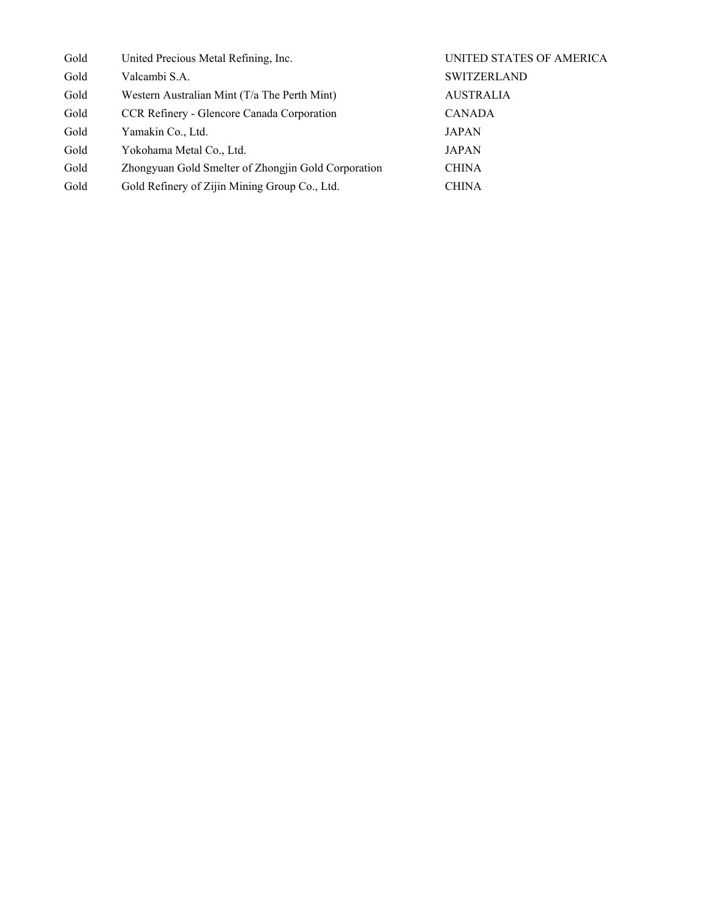| | | |
|---|---|---|
| Gold | United Precious Metal Refining, Inc. | UNITED STATES OF AMERICA |
| Gold | Valcambi S.A. | SWITZERLAND |
| Gold | Western Australian Mint (T/a The Perth Mint) | AUSTRALIA |
| Gold | CCR Refinery - Glencore Canada Corporation | CANADA |
| Gold | Yamakin Co., Ltd. | JAPAN |
| Gold | Yokohama Metal Co., Ltd. | JAPAN |
| Gold | Zhongyuan Gold Smelter of Zhongjin Gold Corporation | CHINA |
| Gold | Gold Refinery of Zijin Mining Group Co., Ltd. | CHINA |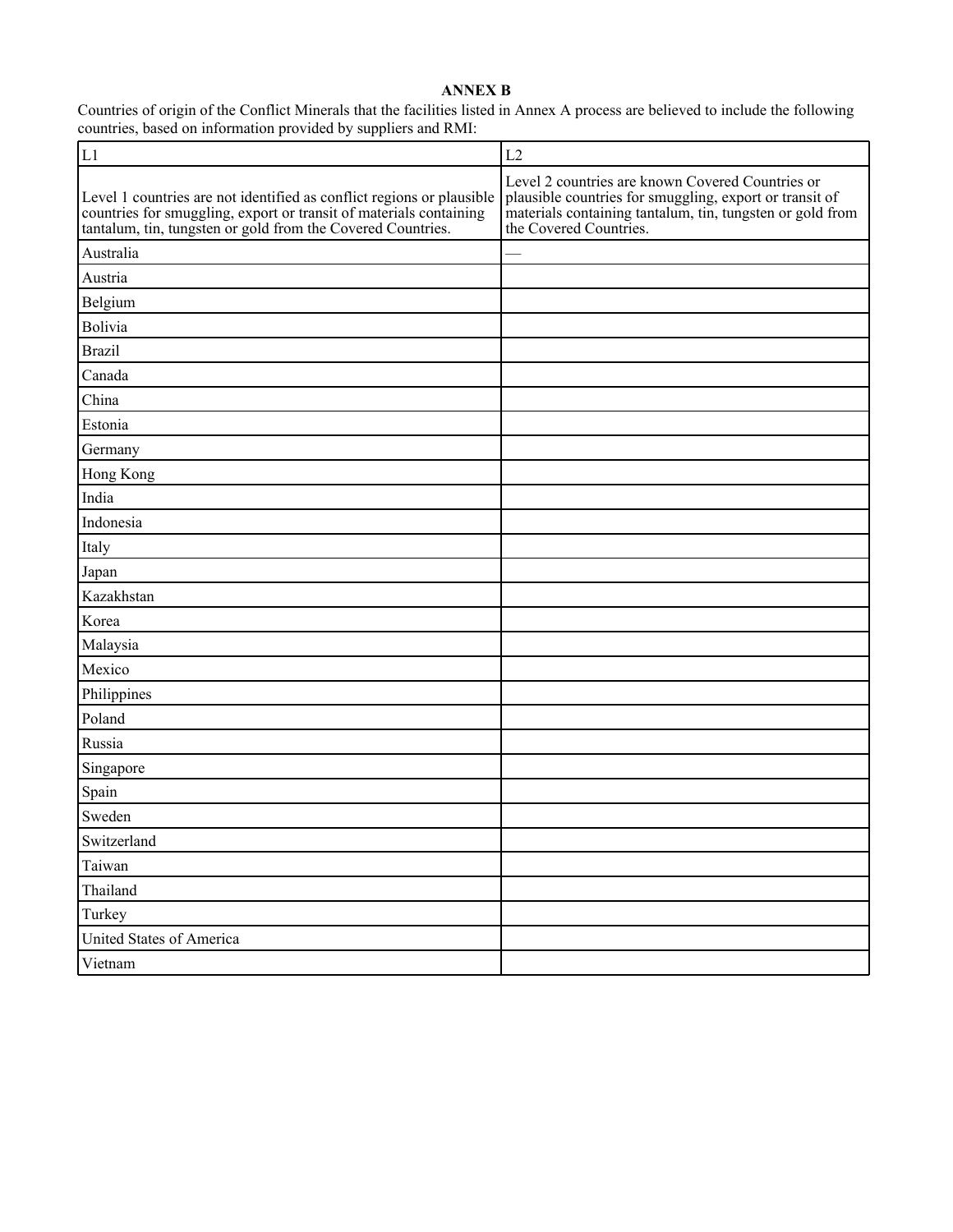**ANNEX B**

Countries of origin of the Conflict Minerals that the facilities listed in Annex A process are believed to include the following countries, based on information provided by suppliers and RMI:

| L1 | L2 |
|---|---|
| Level 1 countries are not identified as conflict regions or plausible countries for smuggling, export or transit of materials containing tantalum, tin, tungsten or gold from the Covered Countries. | Level 2 countries are known Covered Countries or plausible countries for smuggling, export or transit of materials containing tantalum, tin, tungsten or gold from the Covered Countries. |
| Australia | — |
| Austria | |
| Belgium | |
| Bolivia | |
| Brazil | |
| Canada | |
| China | |
| Estonia | |
| Germany | |
| Hong Kong | |
| India | |
| Indonesia | |
| Italy | |
| Japan | |
| Kazakhstan | |
| Korea | |
| Malaysia | |
| Mexico | |
| Philippines | |
| Poland | |
| Russia | |
| Singapore | |
| Spain | |
| Sweden | |
| Switzerland | |
| Taiwan | |
| Thailand | |
| Turkey | |
| United States of America | |
| Vietnam | |